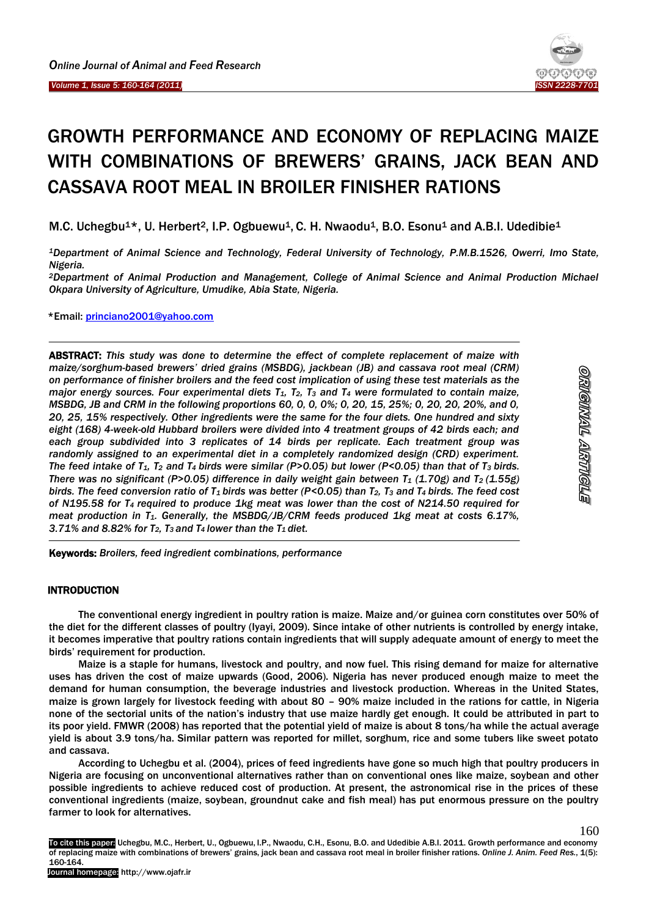# GROWTH PERFORMANCE AND ECONOMY OF REPLACING MAIZE WITH COMBINATIONS OF BREWERS' GRAINS, JACK BEAN AND CASSAVA ROOT MEAL IN BROILER FINISHER RATIONS

M.C. Uchegbu[1]*, U. Herbert[2], I.P. Ogbuewu[1], C. H. Nwaodu[1], B.O. Esonu[1] and A.B.I. Udedibie[1]

*[1]Department of Animal Science and Technology, Federal University of Technology, P.M.B.1526, Owerri, Imo State, Nigeria.*

*[2]Department of Animal Production and Management, College of Animal Science and Animal Production Michael Okpara University of Agriculture, Umudike, Abia State, Nigeria.*

*Email: princiano2001@yahoo.com

ORIGINAL ARTICLE

**ABSTRACT:** *This study was done to determine the effect of complete replacement of maize with maize/sorghum-based brewers' dried grains (MSBDG), jackbean (JB) and cassava root meal (CRM) on performance of finisher broilers and the feed cost implication of using these test materials as the major energy sources. Four experimental diets $T_1$, $T_2$, $T_3$ and $T_4$ were formulated to contain maize, MSBDG, JB and CRM in the following proportions 60, 0, 0, 0%; 0, 20, 15, 25%; 0, 20, 20, 20%, and 0, 20, 25, 15% respectively. Other ingredients were the same for the four diets. One hundred and sixty eight (168) 4-week-old Hubbard broilers were divided into 4 treatment groups of 42 birds each; and each group subdivided into 3 replicates of 14 birds per replicate. Each treatment group was randomly assigned to an experimental diet in a completely randomized design (CRD) experiment. The feed intake of $T_1$, $T_2$ and $T_4$ birds were similar ($P>0.05$) but lower ($P<0.05$) than that of $T_3$ birds. There was no significant ($P>0.05$) difference in daily weight gain between $T_1$ (1.70g) and $T_2$ (1.55g) birds. The feed conversion ratio of $T_1$ birds was better ($P<0.05$) than $T_2$, $T_3$ and $T_4$ birds. The feed cost of N195.58 for $T_4$ required to produce 1kg meat was lower than the cost of N214.50 required for meat production in $T_1$. Generally, the MSBDG/JB/CRM feeds produced 1kg meat at costs 6.17%, 3.71% and 8.82% for $T_2$, $T_3$ and $T_4$ lower than the $T_1$ diet.*

**Keywords:** *Broilers, feed ingredient combinations, performance*

## INTRODUCTION

The conventional energy ingredient in poultry ration is maize. Maize and/or guinea corn constitutes over 50% of the diet for the different classes of poultry (Iyayi, 2009). Since intake of other nutrients is controlled by energy intake, it becomes imperative that poultry rations contain ingredients that will supply adequate amount of energy to meet the birds' requirement for production.

Maize is a staple for humans, livestock and poultry, and now fuel. This rising demand for maize for alternative uses has driven the cost of maize upwards (Good, 2006). Nigeria has never produced enough maize to meet the demand for human consumption, the beverage industries and livestock production. Whereas in the United States, maize is grown largely for livestock feeding with about 80 – 90% maize included in the rations for cattle, in Nigeria none of the sectorial units of the nation's industry that use maize hardly get enough. It could be attributed in part to its poor yield. FMWR (2008) has reported that the potential yield of maize is about 8 tons/ha while the actual average yield is about 3.9 tons/ha. Similar pattern was reported for millet, sorghum, rice and some tubers like sweet potato and cassava.

According to Uchegbu et al. (2004), prices of feed ingredients have gone so much high that poultry producers in Nigeria are focusing on unconventional alternatives rather than on conventional ones like maize, soybean and other possible ingredients to achieve reduced cost of production. At present, the astronomical rise in the prices of these conventional ingredients (maize, soybean, groundnut cake and fish meal) has put enormous pressure on the poultry farmer to look for alternatives.

**To cite this paper:** Uchegbu, M.C., Herbert, U., Ogbuewu, I.P., Nwaodu, C.H., Esonu, B.O. and Udedibie A.B.I. 2011. Growth performance and economy of replacing maize with combinations of brewers' grains, jack bean and cassava root meal in broiler finisher rations. *Online J. Anim. Feed Res.*, 1(5): 160-164.

**Journal homepage:** http://www.ojafr.ir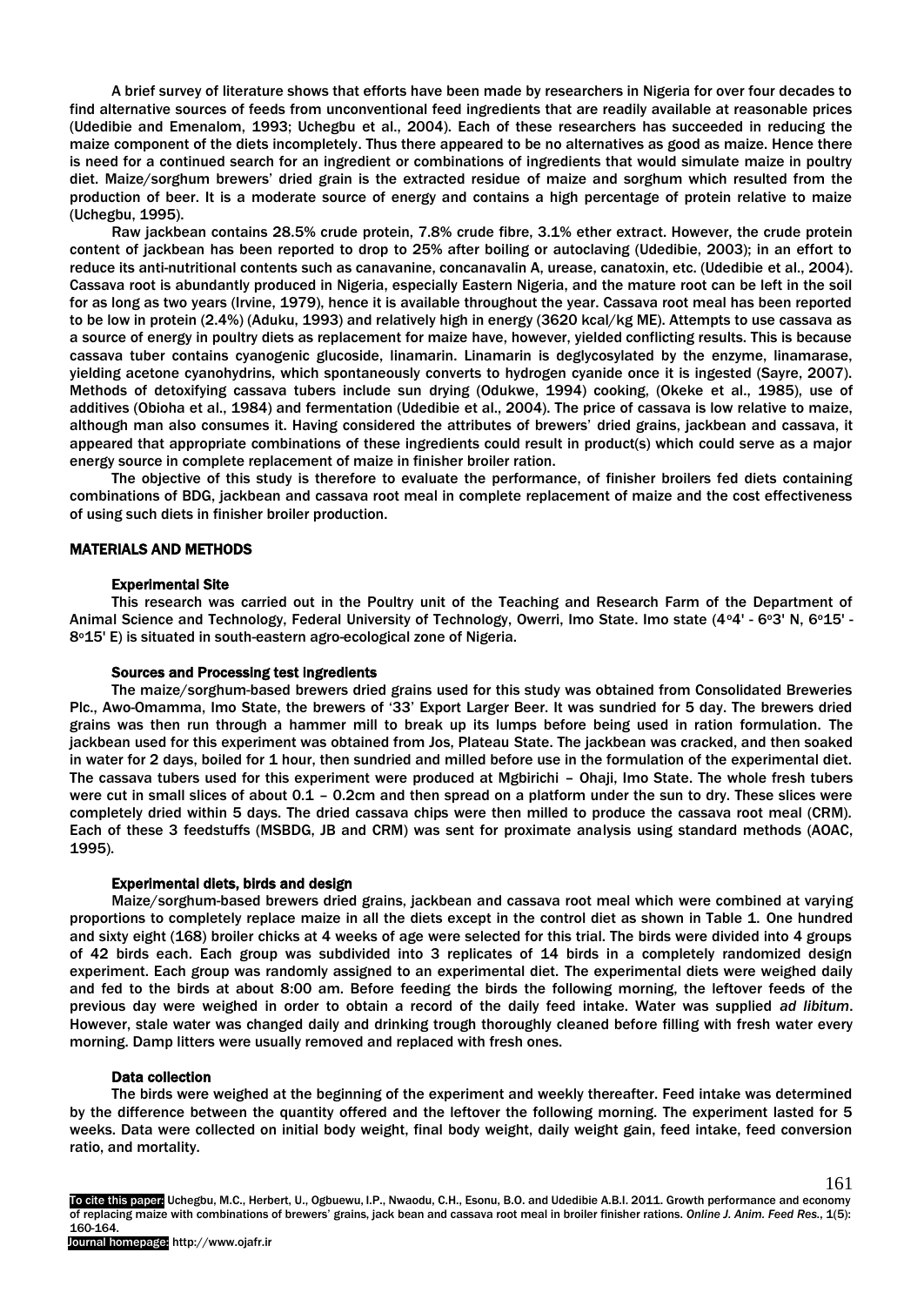A brief survey of literature shows that efforts have been made by researchers in Nigeria for over four decades to find alternative sources of feeds from unconventional feed ingredients that are readily available at reasonable prices (Udedibie and Emenalom, 1993; Uchegbu et al., 2004). Each of these researchers has succeeded in reducing the maize component of the diets incompletely. Thus there appeared to be no alternatives as good as maize. Hence there is need for a continued search for an ingredient or combinations of ingredients that would simulate maize in poultry diet. Maize/sorghum brewers' dried grain is the extracted residue of maize and sorghum which resulted from the production of beer. It is a moderate source of energy and contains a high percentage of protein relative to maize (Uchegbu, 1995).

Raw jackbean contains 28.5% crude protein, 7.8% crude fibre, 3.1% ether extract. However, the crude protein content of jackbean has been reported to drop to 25% after boiling or autoclaving (Udedibie, 2003); in an effort to reduce its anti-nutritional contents such as canavanine, concanavalin A, urease, canatoxin, etc. (Udedibie et al., 2004). Cassava root is abundantly produced in Nigeria, especially Eastern Nigeria, and the mature root can be left in the soil for as long as two years (Irvine, 1979), hence it is available throughout the year. Cassava root meal has been reported to be low in protein (2.4%) (Aduku, 1993) and relatively high in energy (3620 kcal/kg ME). Attempts to use cassava as a source of energy in poultry diets as replacement for maize have, however, yielded conflicting results. This is because cassava tuber contains cyanogenic glucoside, linamarin. Linamarin is deglycosylated by the enzyme, linamarase, yielding acetone cyanohydrins, which spontaneously converts to hydrogen cyanide once it is ingested (Sayre, 2007). Methods of detoxifying cassava tubers include sun drying (Odukwe, 1994) cooking, (Okeke et al., 1985), use of additives (Obioha et al., 1984) and fermentation (Udedibie et al., 2004). The price of cassava is low relative to maize, although man also consumes it. Having considered the attributes of brewers' dried grains, jackbean and cassava, it appeared that appropriate combinations of these ingredients could result in product(s) which could serve as a major energy source in complete replacement of maize in finisher broiler ration.

The objective of this study is therefore to evaluate the performance, of finisher broilers fed diets containing combinations of BDG, jackbean and cassava root meal in complete replacement of maize and the cost effectiveness of using such diets in finisher broiler production.

## MATERIALS AND METHODS

### Experimental Site

This research was carried out in the Poultry unit of the Teaching and Research Farm of the Department of Animal Science and Technology, Federal University of Technology, Owerri, Imo State. Imo state (4°4' - 6°3' N, 6°15' - 8°15' E) is situated in south-eastern agro-ecological zone of Nigeria.

### Sources and Processing test ingredients

The maize/sorghum-based brewers dried grains used for this study was obtained from Consolidated Breweries Plc., Awo-Omamma, Imo State, the brewers of '33' Export Larger Beer. It was sundried for 5 day. The brewers dried grains was then run through a hammer mill to break up its lumps before being used in ration formulation. The jackbean used for this experiment was obtained from Jos, Plateau State. The jackbean was cracked, and then soaked in water for 2 days, boiled for 1 hour, then sundried and milled before use in the formulation of the experimental diet. The cassava tubers used for this experiment were produced at Mgbirichi – Ohaji, Imo State. The whole fresh tubers were cut in small slices of about 0.1 – 0.2cm and then spread on a platform under the sun to dry. These slices were completely dried within 5 days. The dried cassava chips were then milled to produce the cassava root meal (CRM). Each of these 3 feedstuffs (MSBDG, JB and CRM) was sent for proximate analysis using standard methods (AOAC, 1995).

### Experimental diets, birds and design

Maize/sorghum-based brewers dried grains, jackbean and cassava root meal which were combined at varying proportions to completely replace maize in all the diets except in the control diet as shown in Table 1. One hundred and sixty eight (168) broiler chicks at 4 weeks of age were selected for this trial. The birds were divided into 4 groups of 42 birds each. Each group was subdivided into 3 replicates of 14 birds in a completely randomized design experiment. Each group was randomly assigned to an experimental diet. The experimental diets were weighed daily and fed to the birds at about 8:00 am. Before feeding the birds the following morning, the leftover feeds of the previous day were weighed in order to obtain a record of the daily feed intake. Water was supplied *ad libitum*. However, stale water was changed daily and drinking trough thoroughly cleaned before filling with fresh water every morning. Damp litters were usually removed and replaced with fresh ones.

### Data collection

The birds were weighed at the beginning of the experiment and weekly thereafter. Feed intake was determined by the difference between the quantity offered and the leftover the following morning. The experiment lasted for 5 weeks. Data were collected on initial body weight, final body weight, daily weight gain, feed intake, feed conversion ratio, and mortality.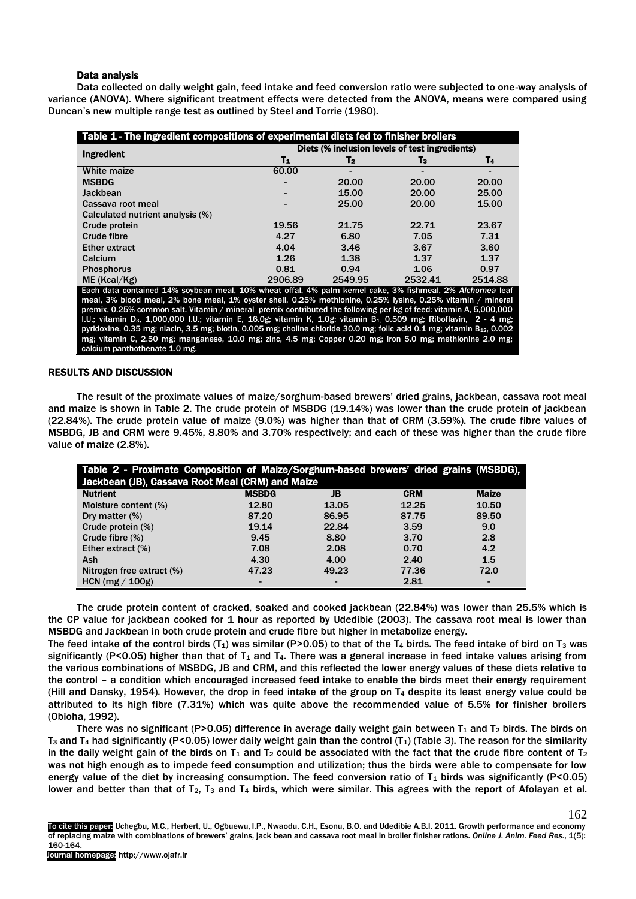### Data analysis

Data collected on daily weight gain, feed intake and feed conversion ratio were subjected to one-way analysis of variance (ANOVA). Where significant treatment effects were detected from the ANOVA, means were compared using Duncan's new multiple range test as outlined by Steel and Torrie (1980).

**Table 1 - The ingredient compositions of experimental diets fed to finisher broilers**

| Ingredient | Diets (% inclusion levels of test ingredients) | | | |
|---|---|---|---|---|
| | $T_1$ | $T_2$ | $T_3$ | $T_4$ |
| White maize | 60.00 | - | - | - |
| MSBDG | - | 20.00 | 20.00 | 20.00 |
| Jackbean | - | 15.00 | 20.00 | 25.00 |
| Cassava root meal | - | 25.00 | 20.00 | 15.00 |
| Calculated nutrient analysis (%) | | | | |
| Crude protein | 19.56 | 21.75 | 22.71 | 23.67 |
| Crude fibre | 4.27 | 6.80 | 7.05 | 7.31 |
| Ether extract | 4.04 | 3.46 | 3.67 | 3.60 |
| Calcium | 1.26 | 1.38 | 1.37 | 1.37 |
| Phosphorus | 0.81 | 0.94 | 1.06 | 0.97 |
| ME (Kcal/Kg) | 2906.89 | 2549.95 | 2532.41 | 2514.88 |

Each data contained 14% soybean meal, 10% wheat offal, 4% palm kernel cake, 3% fishmeal, 2% *Alchornea* leaf meal, 3% blood meal, 2% bone meal, 1% oyster shell, 0.25% methionine, 0.25% lysine, 0.25% vitamin / mineral premix, 0.25% common salt. Vitamin / mineral premix contributed the following per kg of feed: vitamin A, 5,000,000 I.U.; vitamin $D_3$, 1,000,000 I.U.; vitamin E, 16.0g; vitamin K, 1.0g; vitamin $B_1$, 0.509 mg; Riboflavin, 2 - 4 mg; pyridoxine, 0.35 mg; niacin, 3.5 mg; biotin, 0.005 mg; choline chloride 30.0 mg; folic acid 0.1 mg; vitamin $B_{12}$, 0.002 mg; vitamin C, 2.50 mg; manganese, 10.0 mg; zinc, 4.5 mg; Copper 0.20 mg; iron 5.0 mg; methionine 2.0 mg; calcium panthothenate 1.0 mg.

## RESULTS AND DISCUSSION

The result of the proximate values of maize/sorghum-based brewers' dried grains, jackbean, cassava root meal and maize is shown in Table 2. The crude protein of MSBDG (19.14%) was lower than the crude protein of jackbean (22.84%). The crude protein value of maize (9.0%) was higher than that of CRM (3.59%). The crude fibre values of MSBDG, JB and CRM were 9.45%, 8.80% and 3.70% respectively; and each of these was higher than the crude fibre value of maize (2.8%).

**Table 2 - Proximate Composition of Maize/Sorghum-based brewers' dried grains (MSBDG), Jackbean (JB), Cassava Root Meal (CRM) and Maize**

| Nutrient | MSBDG | JB | CRM | Maize |
|---|---|---|---|---|
| Moisture content (%) | 12.80 | 13.05 | 12.25 | 10.50 |
| Dry matter (%) | 87.20 | 86.95 | 87.75 | 89.50 |
| Crude protein (%) | 19.14 | 22.84 | 3.59 | 9.0 |
| Crude fibre (%) | 9.45 | 8.80 | 3.70 | 2.8 |
| Ether extract (%) | 7.08 | 2.08 | 0.70 | 4.2 |
| Ash | 4.30 | 4.00 | 2.40 | 1.5 |
| Nitrogen free extract (%) | 47.23 | 49.23 | 77.36 | 72.0 |
| HCN (mg / 100g) | - | - | 2.81 | - |

The crude protein content of cracked, soaked and cooked jackbean (22.84%) was lower than 25.5% which is the CP value for jackbean cooked for 1 hour as reported by Udedibie (2003). The cassava root meal is lower than MSBDG and Jackbean in both crude protein and crude fibre but higher in metabolize energy.

The feed intake of the control birds ($T_1$) was similar ($P>0.05$) to that of the $T_4$ birds. The feed intake of bird on $T_3$ was significantly ($P<0.05$) higher than that of $T_1$ and $T_4$. There was a general increase in feed intake values arising from the various combinations of MSBDG, JB and CRM, and this reflected the lower energy values of these diets relative to the control – a condition which encouraged increased feed intake to enable the birds meet their energy requirement (Hill and Dansky, 1954). However, the drop in feed intake of the group on $T_4$ despite its least energy value could be attributed to its high fibre (7.31%) which was quite above the recommended value of 5.5% for finisher broilers (Obioha, 1992).

There was no significant ($P>0.05$) difference in average daily weight gain between $T_1$ and $T_2$ birds. The birds on $T_3$ and $T_4$ had significantly ($P<0.05$) lower daily weight gain than the control ($T_1$) (Table 3). The reason for the similarity in the daily weight gain of the birds on $T_1$ and $T_2$ could be associated with the fact that the crude fibre content of $T_2$ was not high enough as to impede feed consumption and utilization; thus the birds were able to compensate for low energy value of the diet by increasing consumption. The feed conversion ratio of $T_1$ birds was significantly ($P<0.05$) lower and better than that of $T_2$, $T_3$ and $T_4$ birds, which were similar. This agrees with the report of Afolayan et al.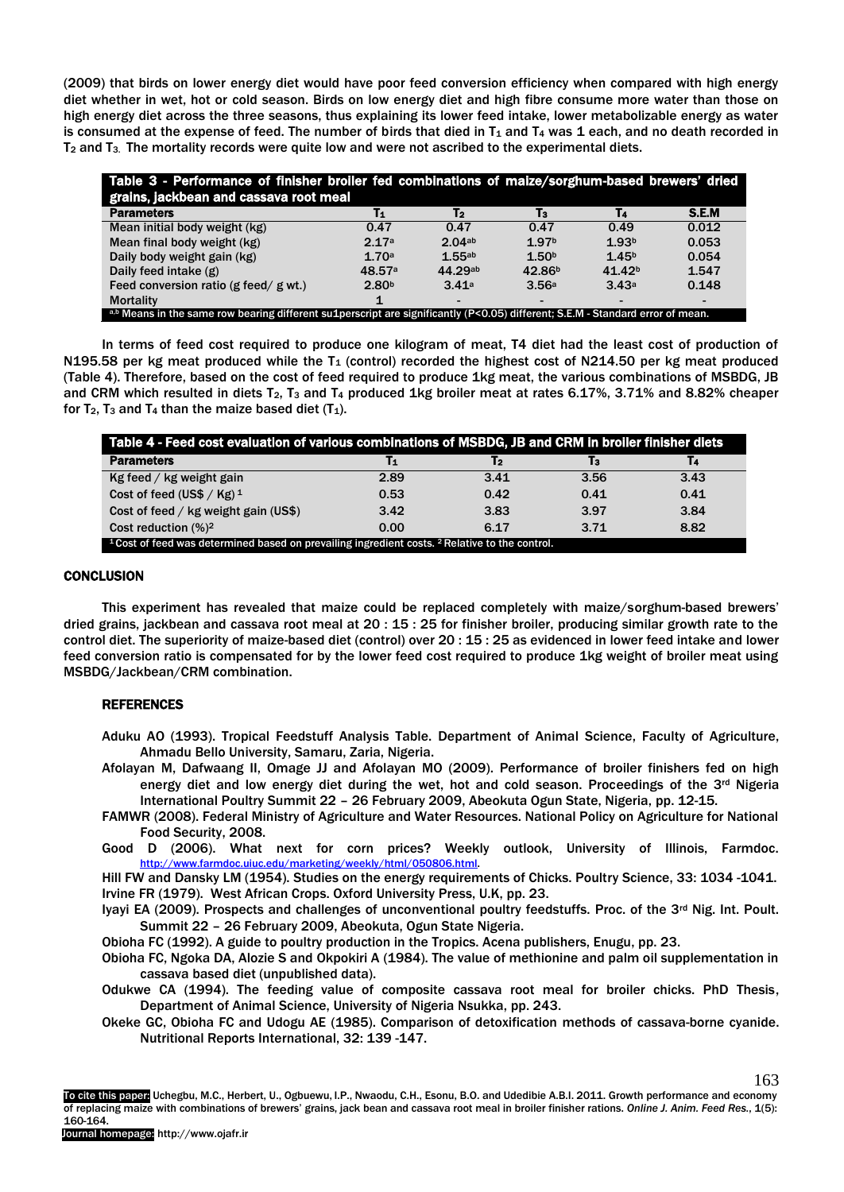(2009) that birds on lower energy diet would have poor feed conversion efficiency when compared with high energy diet whether in wet, hot or cold season. Birds on low energy diet and high fibre consume more water than those on high energy diet across the three seasons, thus explaining its lower feed intake, lower metabolizable energy as water is consumed at the expense of feed. The number of birds that died in $T_1$ and $T_4$ was 1 each, and no death recorded in $T_2$ and $T_3$. The mortality records were quite low and were not ascribed to the experimental diets.

**Table 3 - Performance of finisher broiler fed combinations of maize/sorghum-based brewers' dried grains, jackbean and cassava root meal**

| Parameters | $T_1$ | $T_2$ | $T_3$ | $T_4$ | S.E.M |
|---|---|---|---|---|---|
| Mean initial body weight (kg) | 0.47 | 0.47 | 0.47 | 0.49 | 0.012 |
| Mean final body weight (kg) | 2.17[a] | 2.04[ab] | 1.97[b] | 1.93[b] | 0.053 |
| Daily body weight gain (kg) | 1.70[a] | 1.55[ab] | 1.50[b] | 1.45[b] | 0.054 |
| Daily feed intake (g) | 48.57[a] | 44.29[ab] | 42.86[b] | 41.42[b] | 1.547 |
| Feed conversion ratio (g feed/ g wt.) | 2.80[b] | 3.41[a] | 3.56[a] | 3.43[a] | 0.148 |
| Mortality | 1 | - | - | - | - |

[a,b] Means in the same row bearing different su1perscript are significantly (P<0.05) different; S.E.M - Standard error of mean.

In terms of feed cost required to produce one kilogram of meat, T4 diet had the least cost of production of N195.58 per kg meat produced while the $T_1$ (control) recorded the highest cost of N214.50 per kg meat produced (Table 4). Therefore, based on the cost of feed required to produce 1kg meat, the various combinations of MSBDG, JB and CRM which resulted in diets $T_2$, $T_3$ and $T_4$ produced 1kg broiler meat at rates 6.17%, 3.71% and 8.82% cheaper for $T_2$, $T_3$ and $T_4$ than the maize based diet ($T_1$).

**Table 4 - Feed cost evaluation of various combinations of MSBDG, JB and CRM in broiler finisher diets**

| Parameters | $T_1$ | $T_2$ | $T_3$ | $T_4$ |
|---|---|---|---|---|
| Kg feed / kg weight gain | 2.89 | 3.41 | 3.56 | 3.43 |
| Cost of feed (US$ / Kg) [1] | 0.53 | 0.42 | 0.41 | 0.41 |
| Cost of feed / kg weight gain (US$) | 3.42 | 3.83 | 3.97 | 3.84 |
| Cost reduction (%)[2] | 0.00 | 6.17 | 3.71 | 8.82 |

[1] Cost of feed was determined based on prevailing ingredient costs. [2] Relative to the control.

## CONCLUSION

This experiment has revealed that maize could be replaced completely with maize/sorghum-based brewers' dried grains, jackbean and cassava root meal at 20 : 15 : 25 for finisher broiler, producing similar growth rate to the control diet. The superiority of maize-based diet (control) over 20 : 15 : 25 as evidenced in lower feed intake and lower feed conversion ratio is compensated for by the lower feed cost required to produce 1kg weight of broiler meat using MSBDG/Jackbean/CRM combination.

## REFERENCES

Aduku AO (1993). Tropical Feedstuff Analysis Table. Department of Animal Science, Faculty of Agriculture, Ahmadu Bello University, Samaru, Zaria, Nigeria.

Afolayan M, Dafwaang II, Omage JJ and Afolayan MO (2009). Performance of broiler finishers fed on high energy diet and low energy diet during the wet, hot and cold season. Proceedings of the 3rd Nigeria International Poultry Summit 22 – 26 February 2009, Abeokuta Ogun State, Nigeria, pp. 12-15.

FAMWR (2008). Federal Ministry of Agriculture and Water Resources. National Policy on Agriculture for National Food Security, 2008.

Good D (2006). What next for corn prices? Weekly outlook, University of Illinois, Farmdoc. http://www.farmdoc.uiuc.edu/marketing/weekly/html/050806.html.

Hill FW and Dansky LM (1954). Studies on the energy requirements of Chicks. Poultry Science, 33: 1034 -1041.

Irvine FR (1979). West African Crops. Oxford University Press, U.K, pp. 23.

Iyayi EA (2009). Prospects and challenges of unconventional poultry feedstuffs. Proc. of the 3rd Nig. Int. Poult. Summit 22 – 26 February 2009, Abeokuta, Ogun State Nigeria.

Obioha FC (1992). A guide to poultry production in the Tropics. Acena publishers, Enugu, pp. 23.

Obioha FC, Ngoka DA, Alozie S and Okpokiri A (1984). The value of methionine and palm oil supplementation in cassava based diet (unpublished data).

Odukwe CA (1994). The feeding value of composite cassava root meal for broiler chicks. PhD Thesis, Department of Animal Science, University of Nigeria Nsukka, pp. 243.

Okeke GC, Obioha FC and Udogu AE (1985). Comparison of detoxification methods of cassava-borne cyanide. Nutritional Reports International, 32: 139 -147.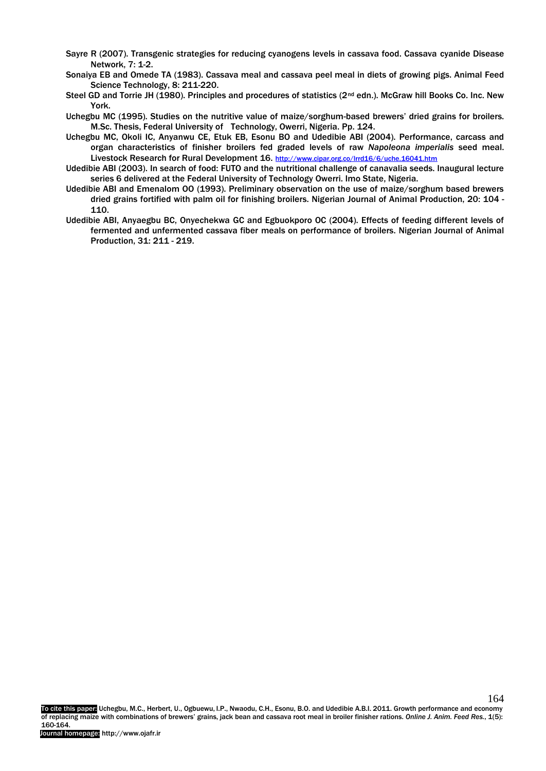Sayre R (2007). Transgenic strategies for reducing cyanogens levels in cassava food. Cassava cyanide Disease Network, 7: 1-2.

Sonaiya EB and Omede TA (1983). Cassava meal and cassava peel meal in diets of growing pigs. Animal Feed Science Technology, 8: 211-220.

Steel GD and Torrie JH (1980). Principles and procedures of statistics (2nd edn.). McGraw hill Books Co. Inc. New York.

Uchegbu MC (1995). Studies on the nutritive value of maize/sorghum-based brewers' dried grains for broilers. M.Sc. Thesis, Federal University of Technology, Owerri, Nigeria. Pp. 124.

Uchegbu MC, Okoli IC, Anyanwu CE, Etuk EB, Esonu BO and Udedibie ABI (2004). Performance, carcass and organ characteristics of finisher broilers fed graded levels of raw *Napoleona imperialis* seed meal. Livestock Research for Rural Development 16. http://www.cipar.org.co/lrrd16/6/uche.16041.htm

Udedibie ABI (2003). In search of food: FUTO and the nutritional challenge of canavalia seeds. Inaugural lecture series 6 delivered at the Federal University of Technology Owerri. Imo State, Nigeria.

Udedibie ABI and Emenalom OO (1993). Preliminary observation on the use of maize/sorghum based brewers dried grains fortified with palm oil for finishing broilers. Nigerian Journal of Animal Production, 20: 104 - 110.

Udedibie ABI, Anyaegbu BC, Onyechekwa GC and Egbuokporo OC (2004). Effects of feeding different levels of fermented and unfermented cassava fiber meals on performance of broilers. Nigerian Journal of Animal Production, 31: 211 - 219.